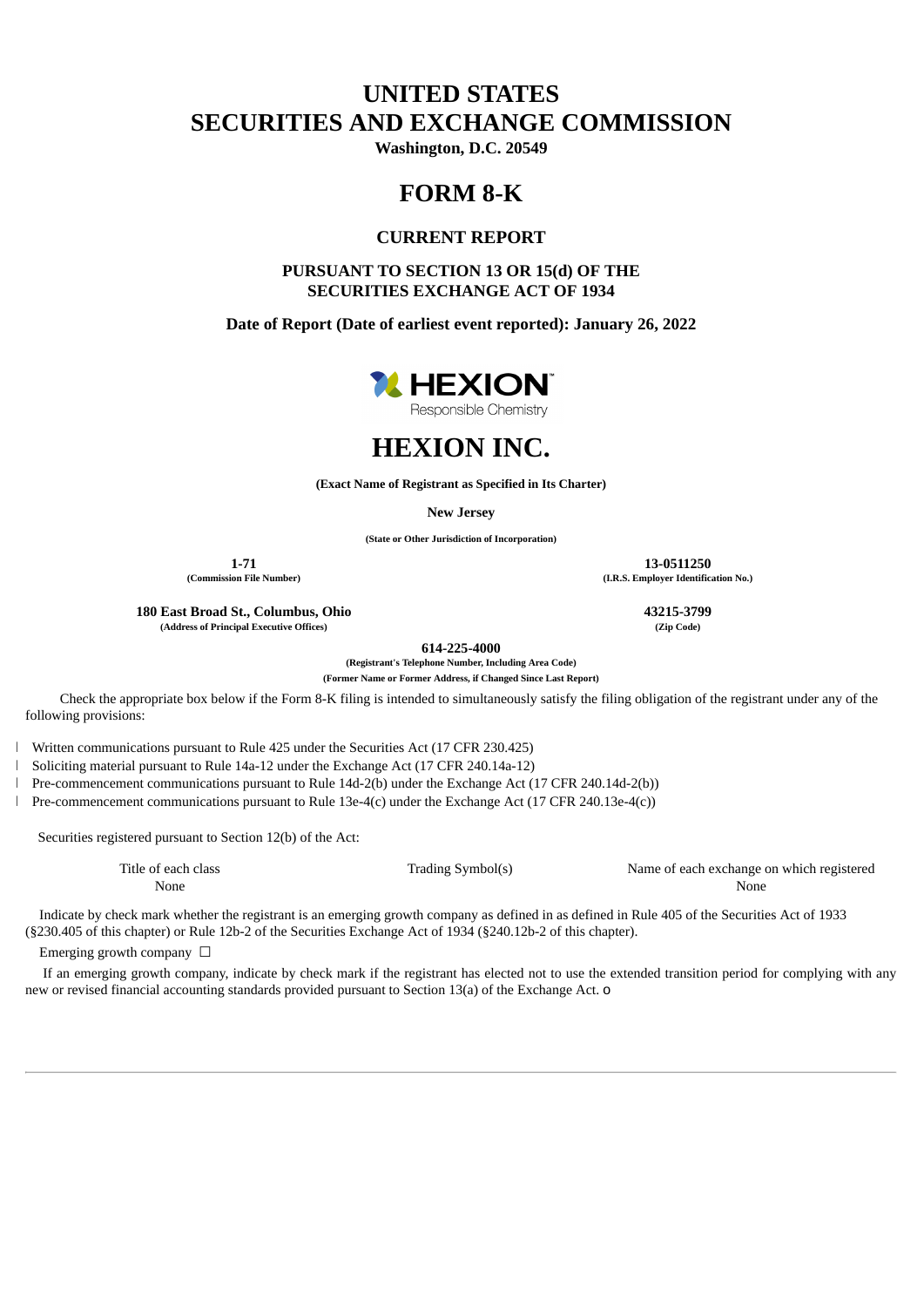# UNITED STATES
# SECURITIES AND EXCHANGE COMMISSION

**Washington, D.C. 20549**

# FORM 8-K

## CURRENT REPORT

### PURSUANT TO SECTION 13 OR 15(d) OF THE SECURITIES EXCHANGE ACT OF 1934

**Date of Report (Date of earliest event reported): January 26, 2022**

# HEXION INC.

**(Exact Name of Registrant as Specified in Its Charter)**

**New Jersey**

**(State or Other Jurisdiction of Incorporation)**

| **1-71** | **13-0511250** |
| --- | --- |
| **(Commission File Number)** | **(I.R.S. Employer Identification No.)** |
| **180 East Broad St., Columbus, Ohio** | **43215-3799** |
| **(Address of Principal Executive Offices)** | **(Zip Code)** |

**614-225-4000**

**(Registrant's Telephone Number, Including Area Code)**

**(Former Name or Former Address, if Changed Since Last Report)**

Check the appropriate box below if the Form 8-K filing is intended to simultaneously satisfy the filing obligation of the registrant under any of the following provisions:

- Written communications pursuant to Rule 425 under the Securities Act (17 CFR 230.425)
- Soliciting material pursuant to Rule 14a-12 under the Exchange Act (17 CFR 240.14a-12)
- Pre-commencement communications pursuant to Rule 14d-2(b) under the Exchange Act (17 CFR 240.14d-2(b))
- Pre-commencement communications pursuant to Rule 13e-4(c) under the Exchange Act (17 CFR 240.13e-4(c))

Securities registered pursuant to Section 12(b) of the Act:

| Title of each class | Trading Symbol(s) | Name of each exchange on which registered |
| --- | --- | --- |
| None | | None |

Indicate by check mark whether the registrant is an emerging growth company as defined in as defined in Rule 405 of the Securities Act of 1933 (§230.405 of this chapter) or Rule 12b-2 of the Securities Exchange Act of 1934 (§240.12b-2 of this chapter).

Emerging growth company ☐

If an emerging growth company, indicate by check mark if the registrant has elected not to use the extended transition period for complying with any new or revised financial accounting standards provided pursuant to Section 13(a) of the Exchange Act. o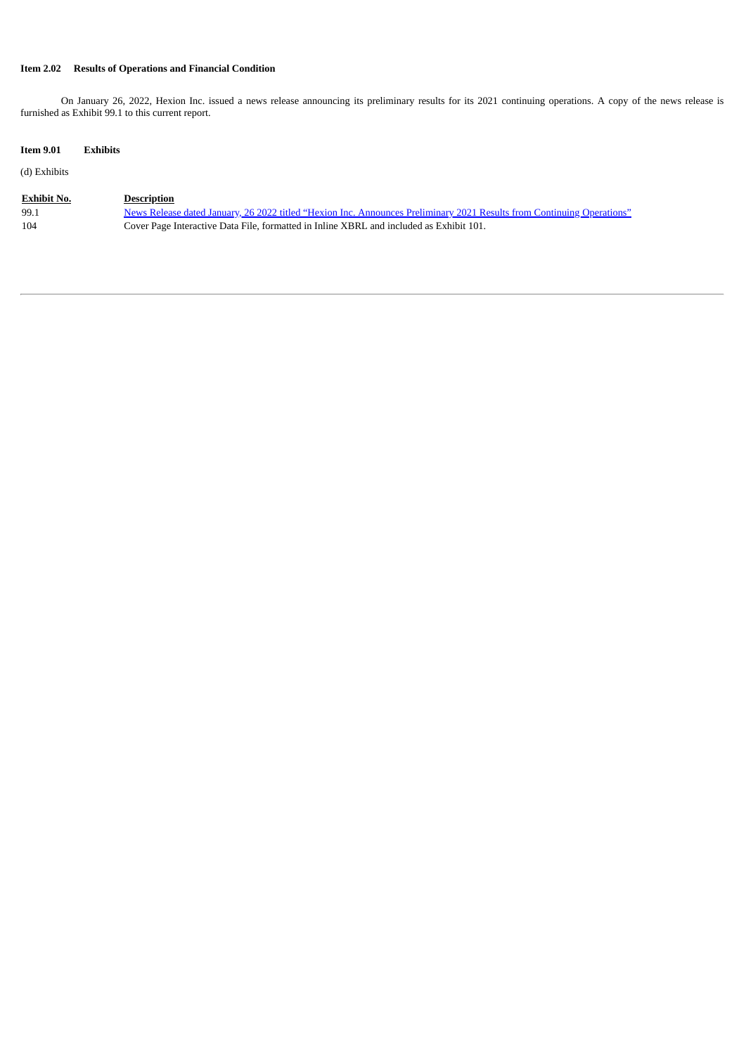**Item 2.02 Results of Operations and Financial Condition**

On January 26, 2022, Hexion Inc. issued a news release announcing its preliminary results for its 2021 continuing operations. A copy of the news release is furnished as Exhibit 99.1 to this current report.

**Item 9.01 Exhibits**

(d) Exhibits

| Exhibit No. | Description |
| --- | --- |
| 99.1 | News Release dated January, 26 2022 titled "Hexion Inc. Announces Preliminary 2021 Results from Continuing Operations" |
| 104 | Cover Page Interactive Data File, formatted in Inline XBRL and included as Exhibit 101. |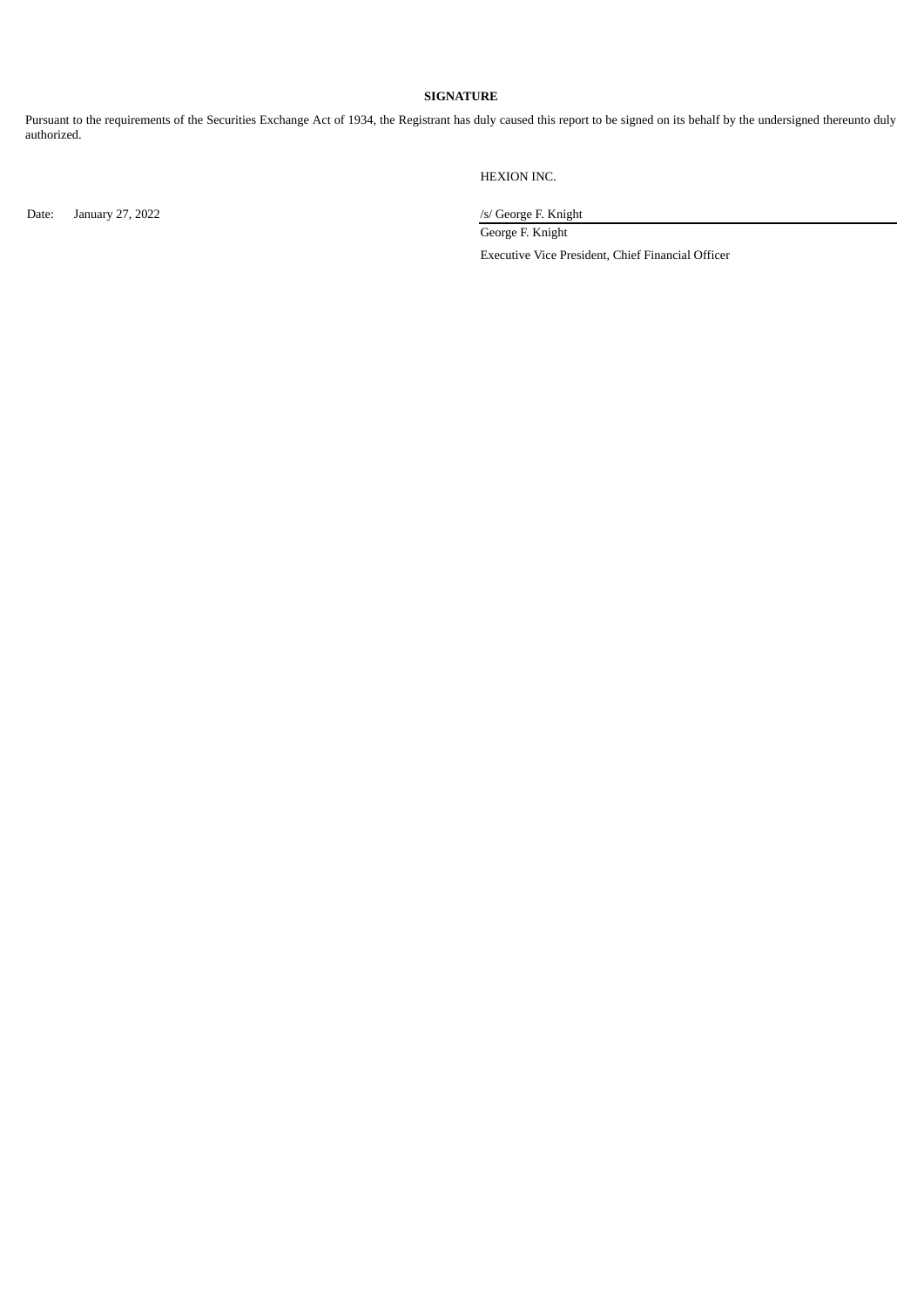**SIGNATURE**

Pursuant to the requirements of the Securities Exchange Act of 1934, the Registrant has duly caused this report to be signed on its behalf by the undersigned thereunto duly authorized.

HEXION INC.

Date: January 27, 2022

/s/ George F. Knight

George F. Knight

Executive Vice President, Chief Financial Officer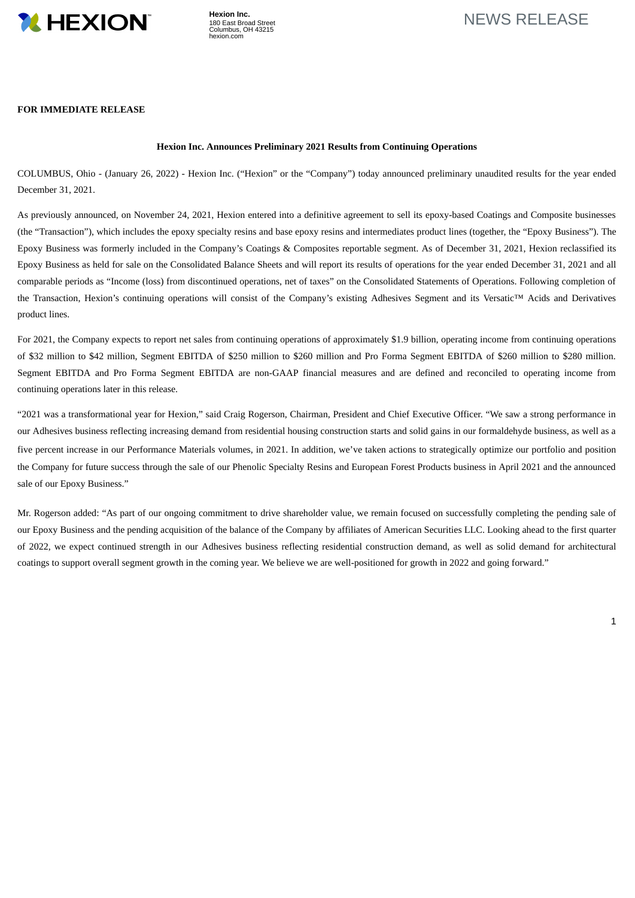Hexion Inc.
180 East Broad Street
Columbus, OH 43215
hexion.com

NEWS RELEASE

**FOR IMMEDIATE RELEASE**

**Hexion Inc. Announces Preliminary 2021 Results from Continuing Operations**

COLUMBUS, Ohio - (January 26, 2022) - Hexion Inc. ("Hexion" or the "Company") today announced preliminary unaudited results for the year ended December 31, 2021.

As previously announced, on November 24, 2021, Hexion entered into a definitive agreement to sell its epoxy-based Coatings and Composite businesses (the "Transaction"), which includes the epoxy specialty resins and base epoxy resins and intermediates product lines (together, the "Epoxy Business"). The Epoxy Business was formerly included in the Company's Coatings & Composites reportable segment. As of December 31, 2021, Hexion reclassified its Epoxy Business as held for sale on the Consolidated Balance Sheets and will report its results of operations for the year ended December 31, 2021 and all comparable periods as "Income (loss) from discontinued operations, net of taxes" on the Consolidated Statements of Operations. Following completion of the Transaction, Hexion's continuing operations will consist of the Company's existing Adhesives Segment and its Versatic™ Acids and Derivatives product lines.

For 2021, the Company expects to report net sales from continuing operations of approximately $1.9 billion, operating income from continuing operations of $32 million to $42 million, Segment EBITDA of $250 million to $260 million and Pro Forma Segment EBITDA of $260 million to $280 million. Segment EBITDA and Pro Forma Segment EBITDA are non-GAAP financial measures and are defined and reconciled to operating income from continuing operations later in this release.

"2021 was a transformational year for Hexion," said Craig Rogerson, Chairman, President and Chief Executive Officer. "We saw a strong performance in our Adhesives business reflecting increasing demand from residential housing construction starts and solid gains in our formaldehyde business, as well as a five percent increase in our Performance Materials volumes, in 2021. In addition, we've taken actions to strategically optimize our portfolio and position the Company for future success through the sale of our Phenolic Specialty Resins and European Forest Products business in April 2021 and the announced sale of our Epoxy Business."

Mr. Rogerson added: "As part of our ongoing commitment to drive shareholder value, we remain focused on successfully completing the pending sale of our Epoxy Business and the pending acquisition of the balance of the Company by affiliates of American Securities LLC. Looking ahead to the first quarter of 2022, we expect continued strength in our Adhesives business reflecting residential construction demand, as well as solid demand for architectural coatings to support overall segment growth in the coming year. We believe we are well-positioned for growth in 2022 and going forward."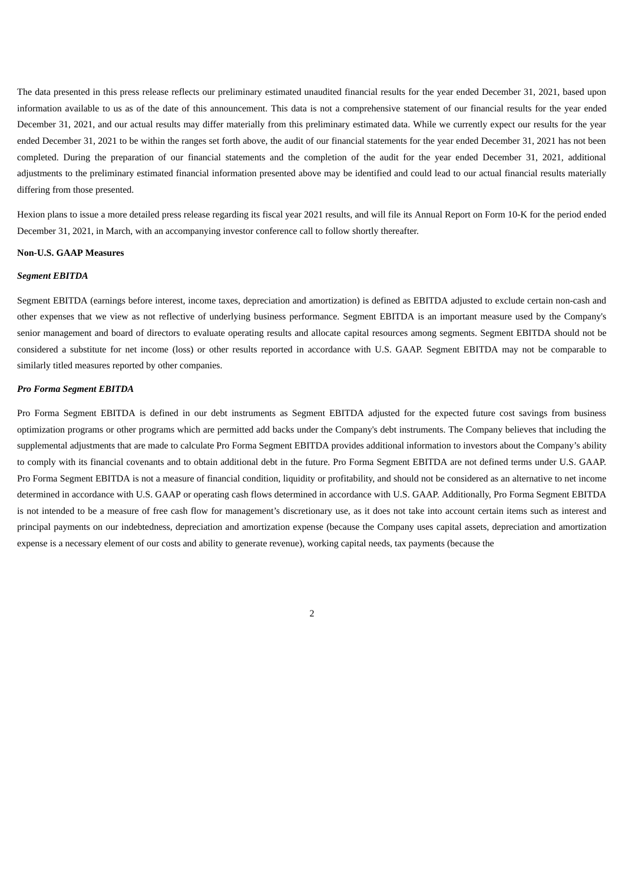The data presented in this press release reflects our preliminary estimated unaudited financial results for the year ended December 31, 2021, based upon information available to us as of the date of this announcement. This data is not a comprehensive statement of our financial results for the year ended December 31, 2021, and our actual results may differ materially from this preliminary estimated data. While we currently expect our results for the year ended December 31, 2021 to be within the ranges set forth above, the audit of our financial statements for the year ended December 31, 2021 has not been completed. During the preparation of our financial statements and the completion of the audit for the year ended December 31, 2021, additional adjustments to the preliminary estimated financial information presented above may be identified and could lead to our actual financial results materially differing from those presented.

Hexion plans to issue a more detailed press release regarding its fiscal year 2021 results, and will file its Annual Report on Form 10-K for the period ended December 31, 2021, in March, with an accompanying investor conference call to follow shortly thereafter.

**Non-U.S. GAAP Measures**

***Segment EBITDA***

Segment EBITDA (earnings before interest, income taxes, depreciation and amortization) is defined as EBITDA adjusted to exclude certain non-cash and other expenses that we view as not reflective of underlying business performance. Segment EBITDA is an important measure used by the Company's senior management and board of directors to evaluate operating results and allocate capital resources among segments. Segment EBITDA should not be considered a substitute for net income (loss) or other results reported in accordance with U.S. GAAP. Segment EBITDA may not be comparable to similarly titled measures reported by other companies.

***Pro Forma Segment EBITDA***

Pro Forma Segment EBITDA is defined in our debt instruments as Segment EBITDA adjusted for the expected future cost savings from business optimization programs or other programs which are permitted add backs under the Company's debt instruments. The Company believes that including the supplemental adjustments that are made to calculate Pro Forma Segment EBITDA provides additional information to investors about the Company's ability to comply with its financial covenants and to obtain additional debt in the future. Pro Forma Segment EBITDA are not defined terms under U.S. GAAP. Pro Forma Segment EBITDA is not a measure of financial condition, liquidity or profitability, and should not be considered as an alternative to net income determined in accordance with U.S. GAAP or operating cash flows determined in accordance with U.S. GAAP. Additionally, Pro Forma Segment EBITDA is not intended to be a measure of free cash flow for management's discretionary use, as it does not take into account certain items such as interest and principal payments on our indebtedness, depreciation and amortization expense (because the Company uses capital assets, depreciation and amortization expense is a necessary element of our costs and ability to generate revenue), working capital needs, tax payments (because the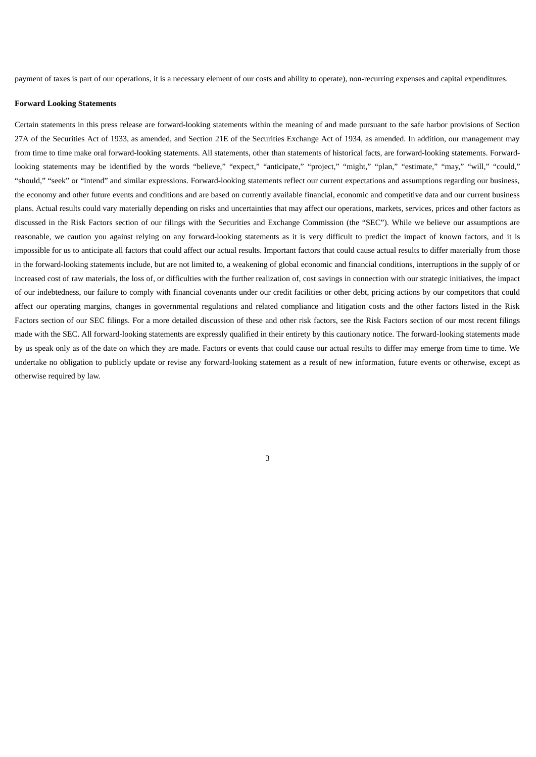payment of taxes is part of our operations, it is a necessary element of our costs and ability to operate), non-recurring expenses and capital expenditures.

**Forward Looking Statements**

Certain statements in this press release are forward-looking statements within the meaning of and made pursuant to the safe harbor provisions of Section 27A of the Securities Act of 1933, as amended, and Section 21E of the Securities Exchange Act of 1934, as amended. In addition, our management may from time to time make oral forward-looking statements. All statements, other than statements of historical facts, are forward-looking statements. Forward-looking statements may be identified by the words "believe," "expect," "anticipate," "project," "might," "plan," "estimate," "may," "will," "could," "should," "seek" or "intend" and similar expressions. Forward-looking statements reflect our current expectations and assumptions regarding our business, the economy and other future events and conditions and are based on currently available financial, economic and competitive data and our current business plans. Actual results could vary materially depending on risks and uncertainties that may affect our operations, markets, services, prices and other factors as discussed in the Risk Factors section of our filings with the Securities and Exchange Commission (the "SEC"). While we believe our assumptions are reasonable, we caution you against relying on any forward-looking statements as it is very difficult to predict the impact of known factors, and it is impossible for us to anticipate all factors that could affect our actual results. Important factors that could cause actual results to differ materially from those in the forward-looking statements include, but are not limited to, a weakening of global economic and financial conditions, interruptions in the supply of or increased cost of raw materials, the loss of, or difficulties with the further realization of, cost savings in connection with our strategic initiatives, the impact of our indebtedness, our failure to comply with financial covenants under our credit facilities or other debt, pricing actions by our competitors that could affect our operating margins, changes in governmental regulations and related compliance and litigation costs and the other factors listed in the Risk Factors section of our SEC filings. For a more detailed discussion of these and other risk factors, see the Risk Factors section of our most recent filings made with the SEC. All forward-looking statements are expressly qualified in their entirety by this cautionary notice. The forward-looking statements made by us speak only as of the date on which they are made. Factors or events that could cause our actual results to differ may emerge from time to time. We undertake no obligation to publicly update or revise any forward-looking statement as a result of new information, future events or otherwise, except as otherwise required by law.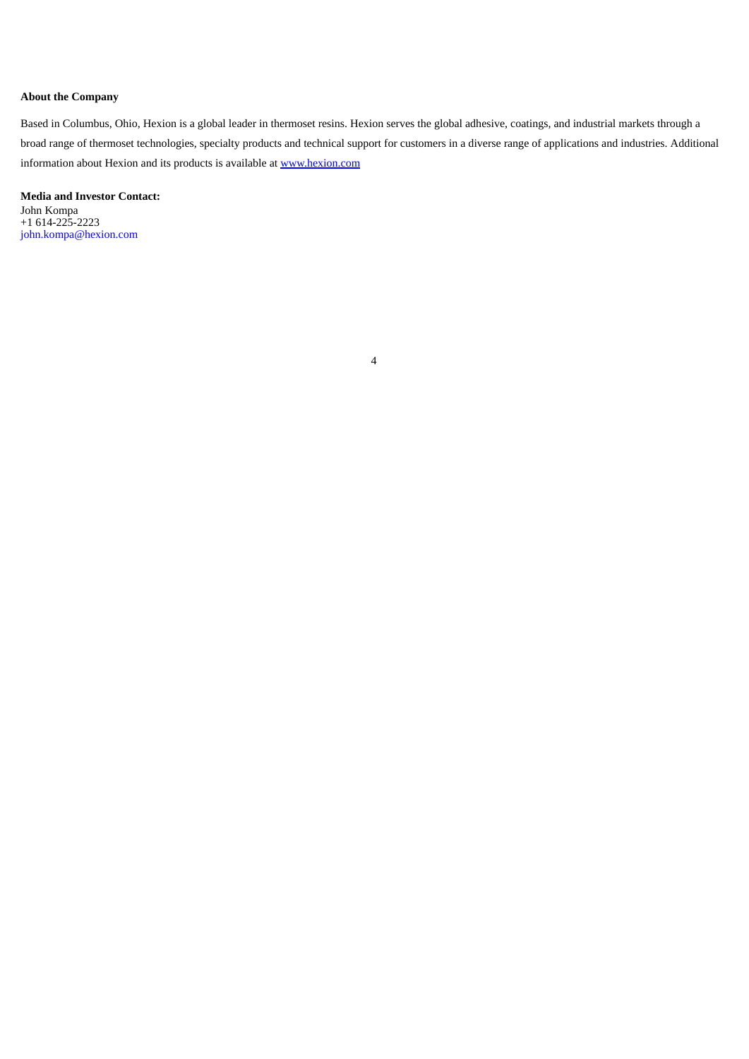**About the Company**

Based in Columbus, Ohio, Hexion is a global leader in thermoset resins. Hexion serves the global adhesive, coatings, and industrial markets through a broad range of thermoset technologies, specialty products and technical support for customers in a diverse range of applications and industries. Additional information about Hexion and its products is available at www.hexion.com

**Media and Investor Contact:**
John Kompa
+1 614-225-2223
john.kompa@hexion.com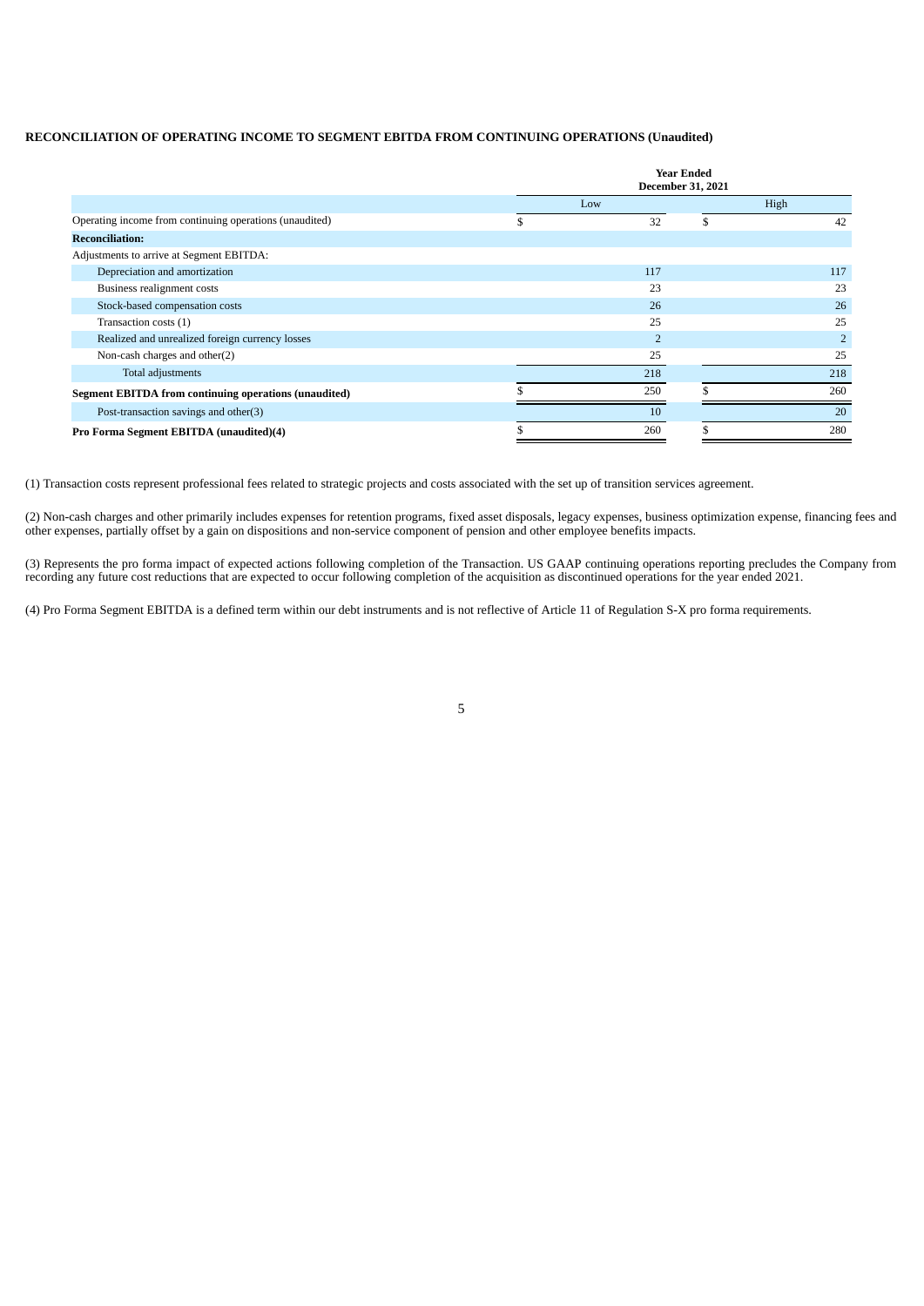**RECONCILIATION OF OPERATING INCOME TO SEGMENT EBITDA FROM CONTINUING OPERATIONS (Unaudited)**

| | Year Ended December 31, 2021 | |
|---|---|---|
| | Low | High |
| Operating income from continuing operations (unaudited) | $ 32 | $ 42 |
| **Reconciliation:** | | |
| Adjustments to arrive at Segment EBITDA: | | |
| Depreciation and amortization | 117 | 117 |
| Business realignment costs | 23 | 23 |
| Stock-based compensation costs | 26 | 26 |
| Transaction costs (1) | 25 | 25 |
| Realized and unrealized foreign currency losses | 2 | 2 |
| Non-cash charges and other(2) | 25 | 25 |
| Total adjustments | 218 | 218 |
| **Segment EBITDA from continuing operations (unaudited)** | $ 250 | $ 260 |
| Post-transaction savings and other(3) | 10 | 20 |
| **Pro Forma Segment EBITDA (unaudited)(4)** | $ 260 | $ 280 |

(1) Transaction costs represent professional fees related to strategic projects and costs associated with the set up of transition services agreement.

(2) Non-cash charges and other primarily includes expenses for retention programs, fixed asset disposals, legacy expenses, business optimization expense, financing fees and other expenses, partially offset by a gain on dispositions and non-service component of pension and other employee benefits impacts.

(3) Represents the pro forma impact of expected actions following completion of the Transaction. US GAAP continuing operations reporting precludes the Company from recording any future cost reductions that are expected to occur following completion of the acquisition as discontinued operations for the year ended 2021.

(4) Pro Forma Segment EBITDA is a defined term within our debt instruments and is not reflective of Article 11 of Regulation S-X pro forma requirements.